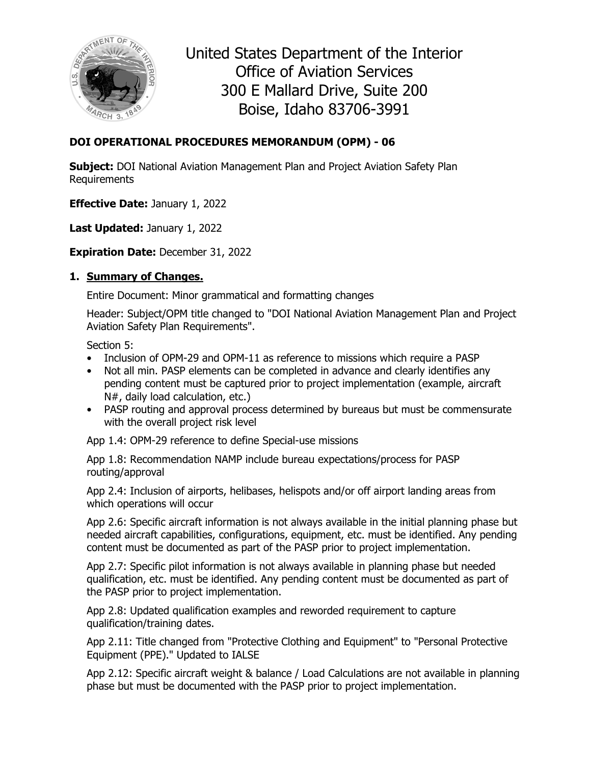United States Department of the Interior
Office of Aviation Services
300 E Mallard Drive, Suite 200
Boise, Idaho 83706-3991

## DOI OPERATIONAL PROCEDURES MEMORANDUM (OPM) - 06

**Subject:** DOI National Aviation Management Plan and Project Aviation Safety Plan Requirements

**Effective Date:** January 1, 2022

**Last Updated:** January 1, 2022

**Expiration Date:** December 31, 2022

### 1. Summary of Changes.

Entire Document: Minor grammatical and formatting changes

Header: Subject/OPM title changed to "DOI National Aviation Management Plan and Project Aviation Safety Plan Requirements".

Section 5:

- Inclusion of OPM-29 and OPM-11 as reference to missions which require a PASP
- Not all min. PASP elements can be completed in advance and clearly identifies any pending content must be captured prior to project implementation (example, aircraft N#, daily load calculation, etc.)
- PASP routing and approval process determined by bureaus but must be commensurate with the overall project risk level

App 1.4: OPM-29 reference to define Special-use missions

App 1.8: Recommendation NAMP include bureau expectations/process for PASP routing/approval

App 2.4: Inclusion of airports, helibases, helispots and/or off airport landing areas from which operations will occur

App 2.6: Specific aircraft information is not always available in the initial planning phase but needed aircraft capabilities, configurations, equipment, etc. must be identified. Any pending content must be documented as part of the PASP prior to project implementation.

App 2.7: Specific pilot information is not always available in planning phase but needed qualification, etc. must be identified. Any pending content must be documented as part of the PASP prior to project implementation.

App 2.8: Updated qualification examples and reworded requirement to capture qualification/training dates.

App 2.11: Title changed from "Protective Clothing and Equipment" to "Personal Protective Equipment (PPE)." Updated to IALSE

App 2.12: Specific aircraft weight & balance / Load Calculations are not available in planning phase but must be documented with the PASP prior to project implementation.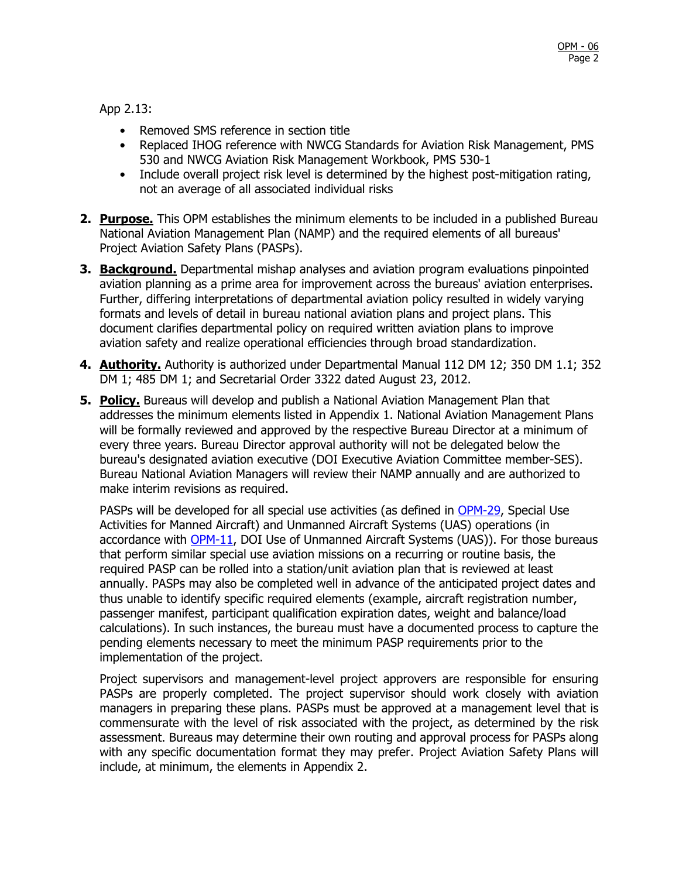App 2.13:

- Removed SMS reference in section title
- Replaced IHOG reference with NWCG Standards for Aviation Risk Management, PMS 530 and NWCG Aviation Risk Management Workbook, PMS 530-1
- Include overall project risk level is determined by the highest post-mitigation rating, not an average of all associated individual risks

2. **Purpose.** This OPM establishes the minimum elements to be included in a published Bureau National Aviation Management Plan (NAMP) and the required elements of all bureaus' Project Aviation Safety Plans (PASPs).

3. **Background.** Departmental mishap analyses and aviation program evaluations pinpointed aviation planning as a prime area for improvement across the bureaus' aviation enterprises. Further, differing interpretations of departmental aviation policy resulted in widely varying formats and levels of detail in bureau national aviation plans and project plans. This document clarifies departmental policy on required written aviation plans to improve aviation safety and realize operational efficiencies through broad standardization.

4. **Authority.** Authority is authorized under Departmental Manual 112 DM 12; 350 DM 1.1; 352 DM 1; 485 DM 1; and Secretarial Order 3322 dated August 23, 2012.

5. **Policy.** Bureaus will develop and publish a National Aviation Management Plan that addresses the minimum elements listed in Appendix 1. National Aviation Management Plans will be formally reviewed and approved by the respective Bureau Director at a minimum of every three years. Bureau Director approval authority will not be delegated below the bureau's designated aviation executive (DOI Executive Aviation Committee member-SES). Bureau National Aviation Managers will review their NAMP annually and are authorized to make interim revisions as required.

   PASPs will be developed for all special use activities (as defined in OPM-29, Special Use Activities for Manned Aircraft) and Unmanned Aircraft Systems (UAS) operations (in accordance with OPM-11, DOI Use of Unmanned Aircraft Systems (UAS)). For those bureaus that perform similar special use aviation missions on a recurring or routine basis, the required PASP can be rolled into a station/unit aviation plan that is reviewed at least annually. PASPs may also be completed well in advance of the anticipated project dates and thus unable to identify specific required elements (example, aircraft registration number, passenger manifest, participant qualification expiration dates, weight and balance/load calculations). In such instances, the bureau must have a documented process to capture the pending elements necessary to meet the minimum PASP requirements prior to the implementation of the project.

   Project supervisors and management-level project approvers are responsible for ensuring PASPs are properly completed. The project supervisor should work closely with aviation managers in preparing these plans. PASPs must be approved at a management level that is commensurate with the level of risk associated with the project, as determined by the risk assessment. Bureaus may determine their own routing and approval process for PASPs along with any specific documentation format they may prefer. Project Aviation Safety Plans will include, at minimum, the elements in Appendix 2.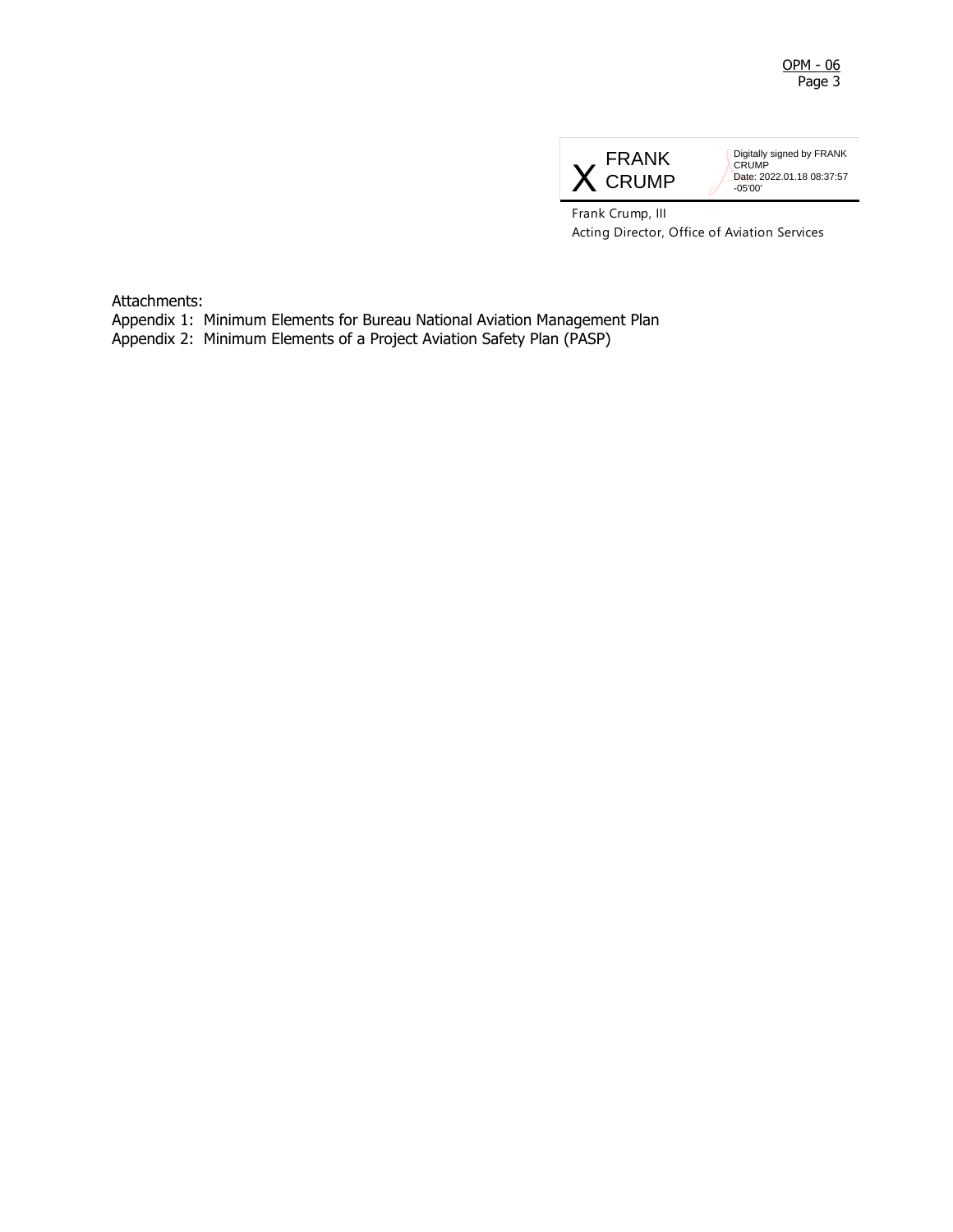X FRANK CRUMP

Digitally signed by FRANK CRUMP
Date: 2022.01.18 08:37:57 -05'00'

Frank Crump, III
Acting Director, Office of Aviation Services

Attachments:
Appendix 1: Minimum Elements for Bureau National Aviation Management Plan
Appendix 2: Minimum Elements of a Project Aviation Safety Plan (PASP)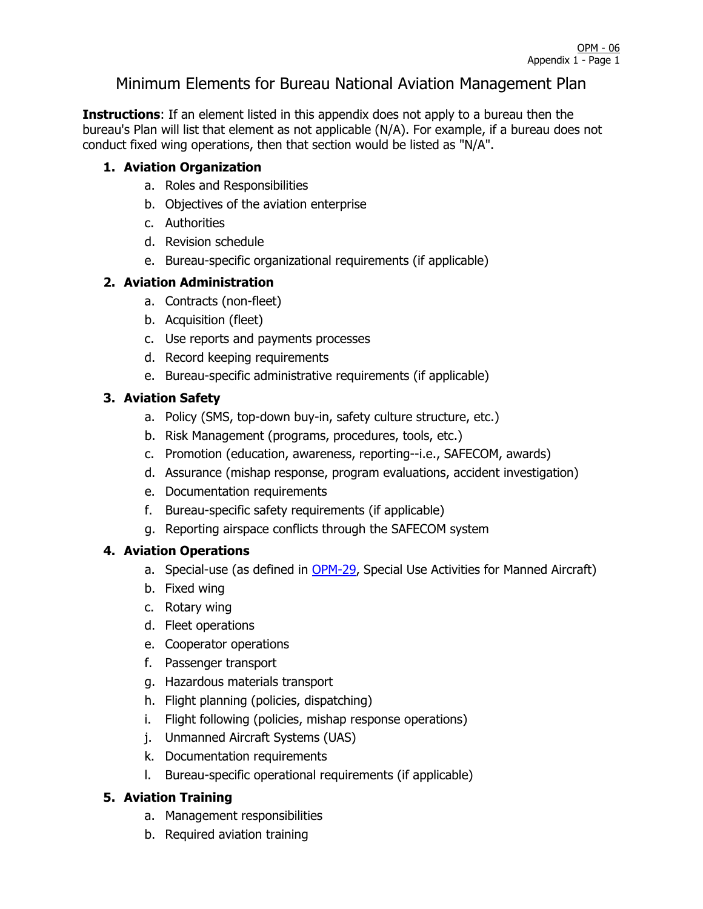# Minimum Elements for Bureau National Aviation Management Plan

**Instructions**: If an element listed in this appendix does not apply to a bureau then the bureau's Plan will list that element as not applicable (N/A). For example, if a bureau does not conduct fixed wing operations, then that section would be listed as "N/A".

1. **Aviation Organization**
    a. Roles and Responsibilities
    b. Objectives of the aviation enterprise
    c. Authorities
    d. Revision schedule
    e. Bureau-specific organizational requirements (if applicable)

2. **Aviation Administration**
    a. Contracts (non-fleet)
    b. Acquisition (fleet)
    c. Use reports and payments processes
    d. Record keeping requirements
    e. Bureau-specific administrative requirements (if applicable)

3. **Aviation Safety**
    a. Policy (SMS, top-down buy-in, safety culture structure, etc.)
    b. Risk Management (programs, procedures, tools, etc.)
    c. Promotion (education, awareness, reporting--i.e., SAFECOM, awards)
    d. Assurance (mishap response, program evaluations, accident investigation)
    e. Documentation requirements
    f. Bureau-specific safety requirements (if applicable)
    g. Reporting airspace conflicts through the SAFECOM system

4. **Aviation Operations**
    a. Special-use (as defined in OPM-29, Special Use Activities for Manned Aircraft)
    b. Fixed wing
    c. Rotary wing
    d. Fleet operations
    e. Cooperator operations
    f. Passenger transport
    g. Hazardous materials transport
    h. Flight planning (policies, dispatching)
    i. Flight following (policies, mishap response operations)
    j. Unmanned Aircraft Systems (UAS)
    k. Documentation requirements
    l. Bureau-specific operational requirements (if applicable)

5. **Aviation Training**
    a. Management responsibilities
    b. Required aviation training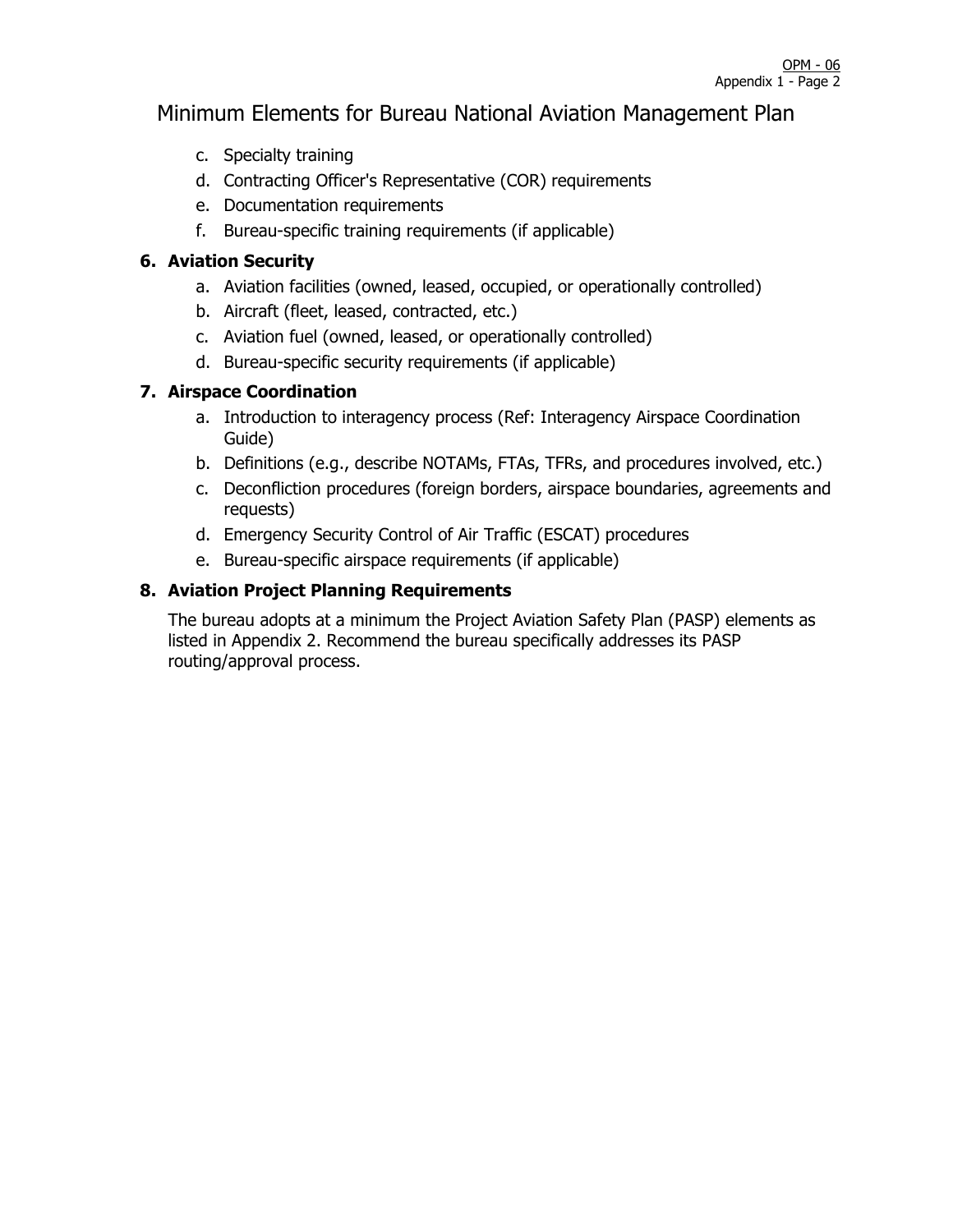# Minimum Elements for Bureau National Aviation Management Plan

c. Specialty training
d. Contracting Officer's Representative (COR) requirements
e. Documentation requirements
f. Bureau-specific training requirements (if applicable)

**6. Aviation Security**

a. Aviation facilities (owned, leased, occupied, or operationally controlled)
b. Aircraft (fleet, leased, contracted, etc.)
c. Aviation fuel (owned, leased, or operationally controlled)
d. Bureau-specific security requirements (if applicable)

**7. Airspace Coordination**

a. Introduction to interagency process (Ref: Interagency Airspace Coordination Guide)
b. Definitions (e.g., describe NOTAMs, FTAs, TFRs, and procedures involved, etc.)
c. Deconfliction procedures (foreign borders, airspace boundaries, agreements and requests)
d. Emergency Security Control of Air Traffic (ESCAT) procedures
e. Bureau-specific airspace requirements (if applicable)

**8. Aviation Project Planning Requirements**

The bureau adopts at a minimum the Project Aviation Safety Plan (PASP) elements as listed in Appendix 2. Recommend the bureau specifically addresses its PASP routing/approval process.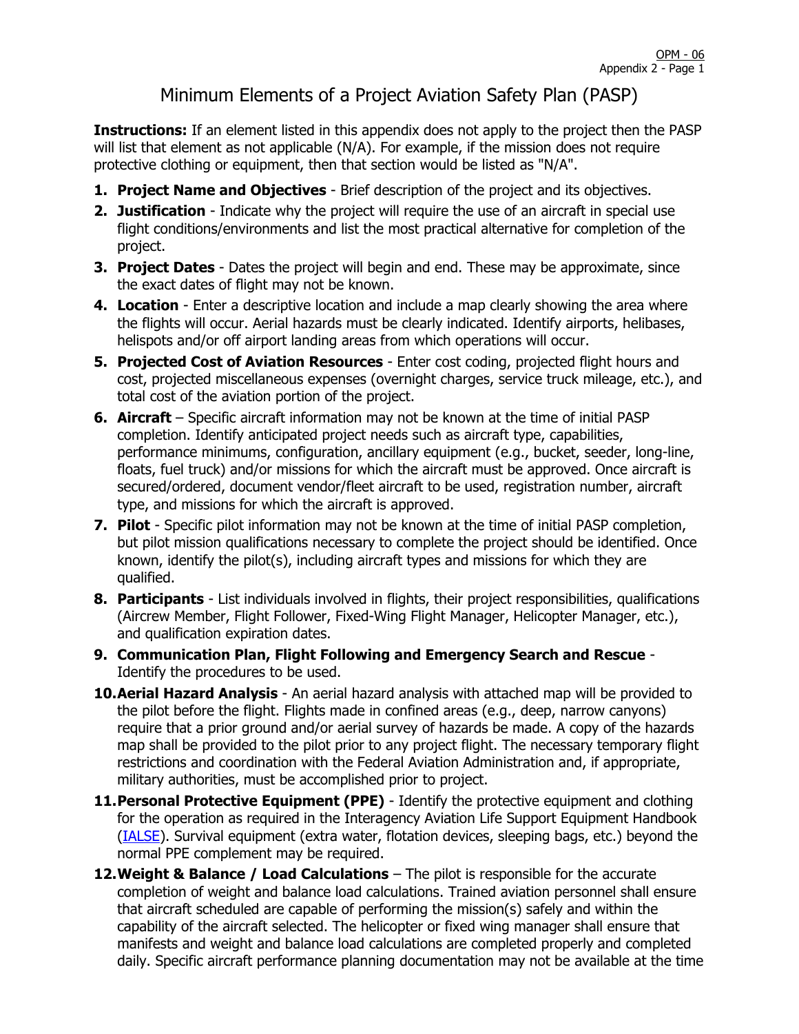# Minimum Elements of a Project Aviation Safety Plan (PASP)

**Instructions:** If an element listed in this appendix does not apply to the project then the PASP will list that element as not applicable (N/A). For example, if the mission does not require protective clothing or equipment, then that section would be listed as "N/A".

1. **Project Name and Objectives** - Brief description of the project and its objectives.
2. **Justification** - Indicate why the project will require the use of an aircraft in special use flight conditions/environments and list the most practical alternative for completion of the project.
3. **Project Dates** - Dates the project will begin and end. These may be approximate, since the exact dates of flight may not be known.
4. **Location** - Enter a descriptive location and include a map clearly showing the area where the flights will occur. Aerial hazards must be clearly indicated. Identify airports, helibases, helispots and/or off airport landing areas from which operations will occur.
5. **Projected Cost of Aviation Resources** - Enter cost coding, projected flight hours and cost, projected miscellaneous expenses (overnight charges, service truck mileage, etc.), and total cost of the aviation portion of the project.
6. **Aircraft** – Specific aircraft information may not be known at the time of initial PASP completion. Identify anticipated project needs such as aircraft type, capabilities, performance minimums, configuration, ancillary equipment (e.g., bucket, seeder, long-line, floats, fuel truck) and/or missions for which the aircraft must be approved. Once aircraft is secured/ordered, document vendor/fleet aircraft to be used, registration number, aircraft type, and missions for which the aircraft is approved.
7. **Pilot** - Specific pilot information may not be known at the time of initial PASP completion, but pilot mission qualifications necessary to complete the project should be identified. Once known, identify the pilot(s), including aircraft types and missions for which they are qualified.
8. **Participants** - List individuals involved in flights, their project responsibilities, qualifications (Aircrew Member, Flight Follower, Fixed-Wing Flight Manager, Helicopter Manager, etc.), and qualification expiration dates.
9. **Communication Plan, Flight Following and Emergency Search and Rescue** - Identify the procedures to be used.
10. **Aerial Hazard Analysis** - An aerial hazard analysis with attached map will be provided to the pilot before the flight. Flights made in confined areas (e.g., deep, narrow canyons) require that a prior ground and/or aerial survey of hazards be made. A copy of the hazards map shall be provided to the pilot prior to any project flight. The necessary temporary flight restrictions and coordination with the Federal Aviation Administration and, if appropriate, military authorities, must be accomplished prior to project.
11. **Personal Protective Equipment (PPE)** - Identify the protective equipment and clothing for the operation as required in the Interagency Aviation Life Support Equipment Handbook (IALSE). Survival equipment (extra water, flotation devices, sleeping bags, etc.) beyond the normal PPE complement may be required.
12. **Weight & Balance / Load Calculations** – The pilot is responsible for the accurate completion of weight and balance load calculations. Trained aviation personnel shall ensure that aircraft scheduled are capable of performing the mission(s) safely and within the capability of the aircraft selected. The helicopter or fixed wing manager shall ensure that manifests and weight and balance load calculations are completed properly and completed daily. Specific aircraft performance planning documentation may not be available at the time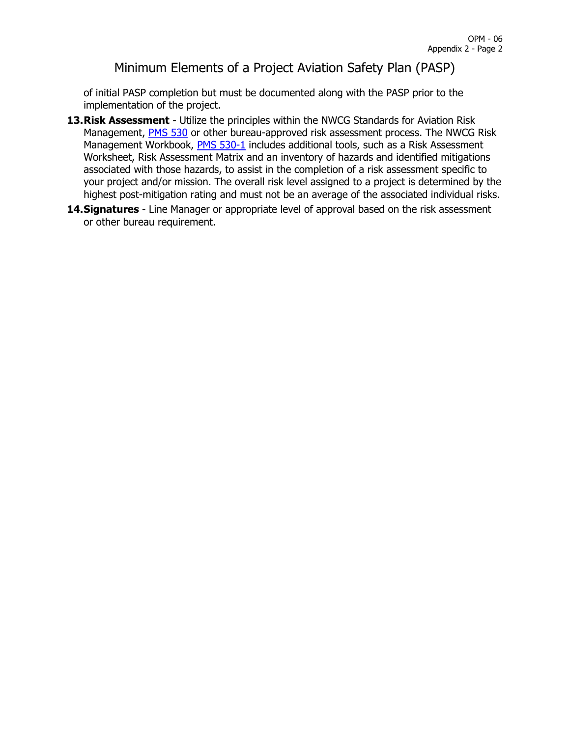# Minimum Elements of a Project Aviation Safety Plan (PASP)

of initial PASP completion but must be documented along with the PASP prior to the implementation of the project.

13. **Risk Assessment** - Utilize the principles within the NWCG Standards for Aviation Risk Management, PMS 530 or other bureau-approved risk assessment process. The NWCG Risk Management Workbook, PMS 530-1 includes additional tools, such as a Risk Assessment Worksheet, Risk Assessment Matrix and an inventory of hazards and identified mitigations associated with those hazards, to assist in the completion of a risk assessment specific to your project and/or mission. The overall risk level assigned to a project is determined by the highest post-mitigation rating and must not be an average of the associated individual risks.
14. **Signatures** - Line Manager or appropriate level of approval based on the risk assessment or other bureau requirement.